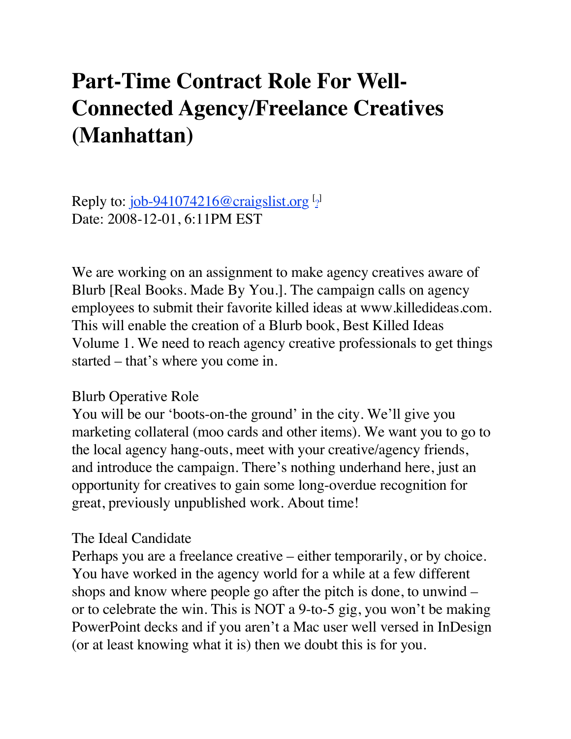# Part-Time Contract Role For Well-Connected Agency/Freelance Creatives (Manhattan)

Reply to: job-941074216@craigslist.org [?]
Date: 2008-12-01, 6:11PM EST

We are working on an assignment to make agency creatives aware of Blurb [Real Books. Made By You.]. The campaign calls on agency employees to submit their favorite killed ideas at www.killedideas.com. This will enable the creation of a Blurb book, Best Killed Ideas Volume 1. We need to reach agency creative professionals to get things started – that's where you come in.

Blurb Operative Role
You will be our 'boots-on-the ground' in the city. We'll give you marketing collateral (moo cards and other items). We want you to go to the local agency hang-outs, meet with your creative/agency friends, and introduce the campaign. There's nothing underhand here, just an opportunity for creatives to gain some long-overdue recognition for great, previously unpublished work. About time!

The Ideal Candidate
Perhaps you are a freelance creative – either temporarily, or by choice. You have worked in the agency world for a while at a few different shops and know where people go after the pitch is done, to unwind – or to celebrate the win. This is NOT a 9-to-5 gig, you won't be making PowerPoint decks and if you aren't a Mac user well versed in InDesign (or at least knowing what it is) then we doubt this is for you.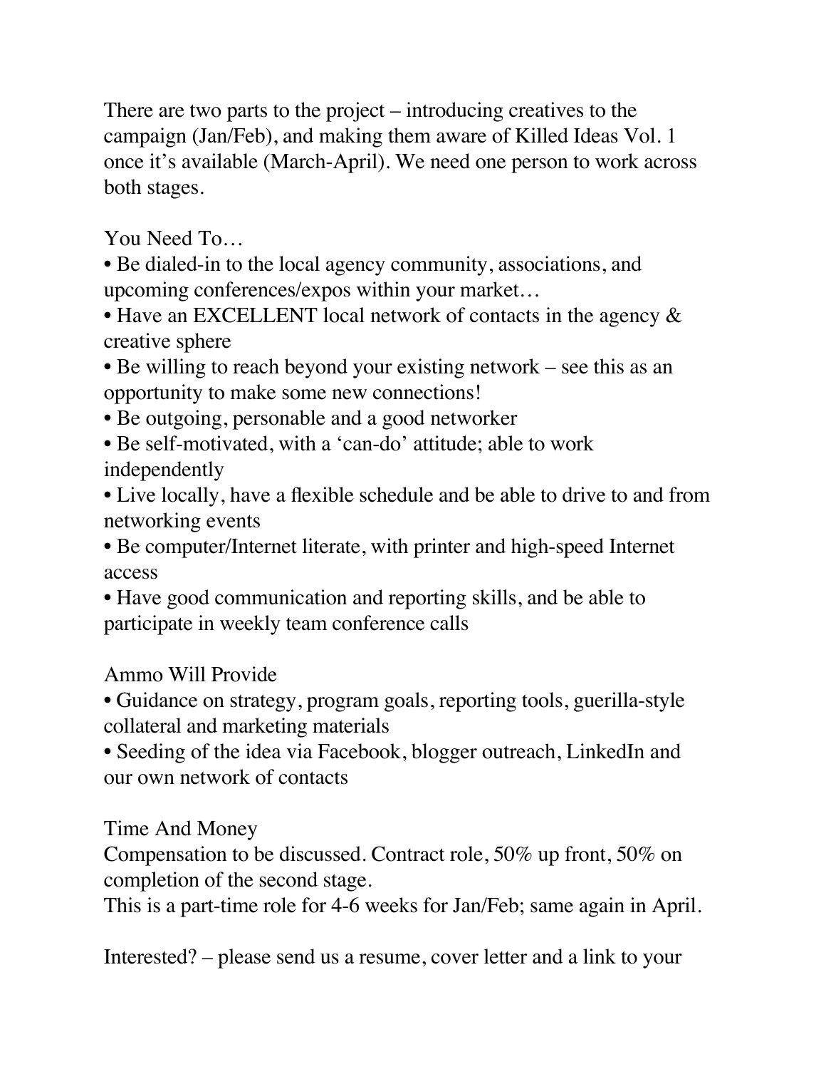There are two parts to the project – introducing creatives to the campaign (Jan/Feb), and making them aware of Killed Ideas Vol. 1 once it's available (March-April). We need one person to work across both stages.

You Need To…

- Be dialed-in to the local agency community, associations, and upcoming conferences/expos within your market…
- Have an EXCELLENT local network of contacts in the agency & creative sphere
- Be willing to reach beyond your existing network – see this as an opportunity to make some new connections!
- Be outgoing, personable and a good networker
- Be self-motivated, with a 'can-do' attitude; able to work independently
- Live locally, have a flexible schedule and be able to drive to and from networking events
- Be computer/Internet literate, with printer and high-speed Internet access
- Have good communication and reporting skills, and be able to participate in weekly team conference calls

Ammo Will Provide

- Guidance on strategy, program goals, reporting tools, guerilla-style collateral and marketing materials
- Seeding of the idea via Facebook, blogger outreach, LinkedIn and our own network of contacts

Time And Money

Compensation to be discussed. Contract role, 50% up front, 50% on completion of the second stage.

This is a part-time role for 4-6 weeks for Jan/Feb; same again in April.

Interested? – please send us a resume, cover letter and a link to your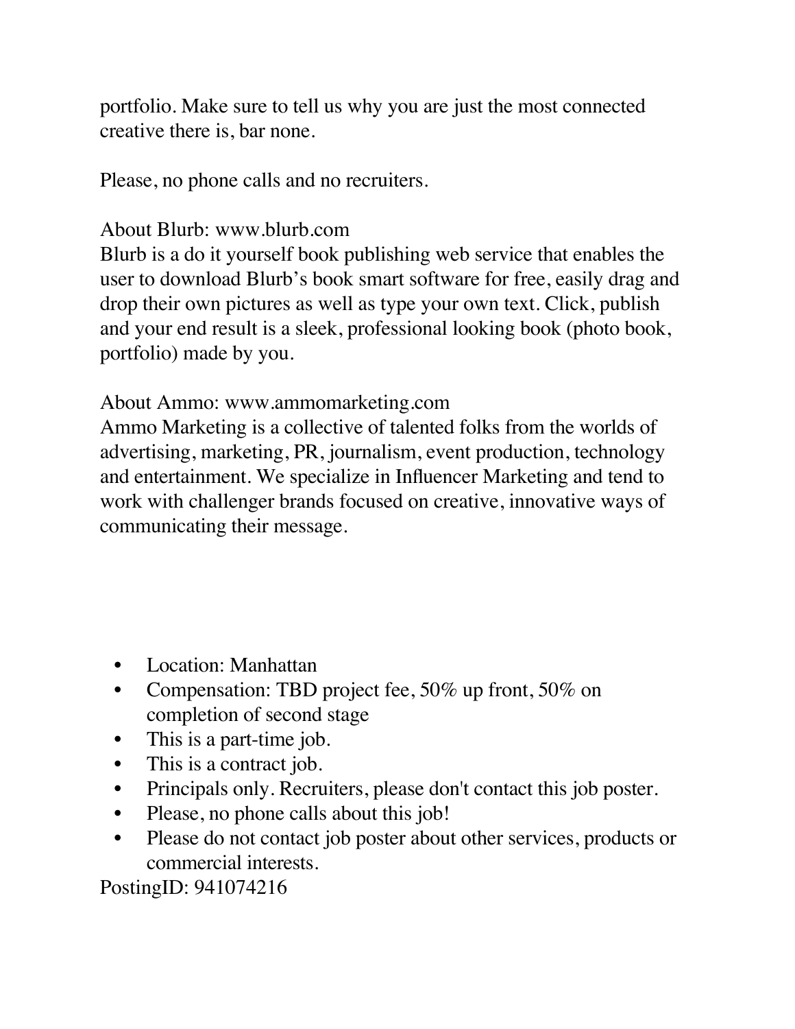portfolio. Make sure to tell us why you are just the most connected creative there is, bar none.

Please, no phone calls and no recruiters.

About Blurb: www.blurb.com
Blurb is a do it yourself book publishing web service that enables the user to download Blurb's book smart software for free, easily drag and drop their own pictures as well as type your own text. Click, publish and your end result is a sleek, professional looking book (photo book, portfolio) made by you.

About Ammo: www.ammomarketing.com
Ammo Marketing is a collective of talented folks from the worlds of advertising, marketing, PR, journalism, event production, technology and entertainment. We specialize in Influencer Marketing and tend to work with challenger brands focused on creative, innovative ways of communicating their message.

- Location: Manhattan
- Compensation: TBD project fee, 50% up front, 50% on completion of second stage
- This is a part-time job.
- This is a contract job.
- Principals only. Recruiters, please don't contact this job poster.
- Please, no phone calls about this job!
- Please do not contact job poster about other services, products or commercial interests.

PostingID: 941074216